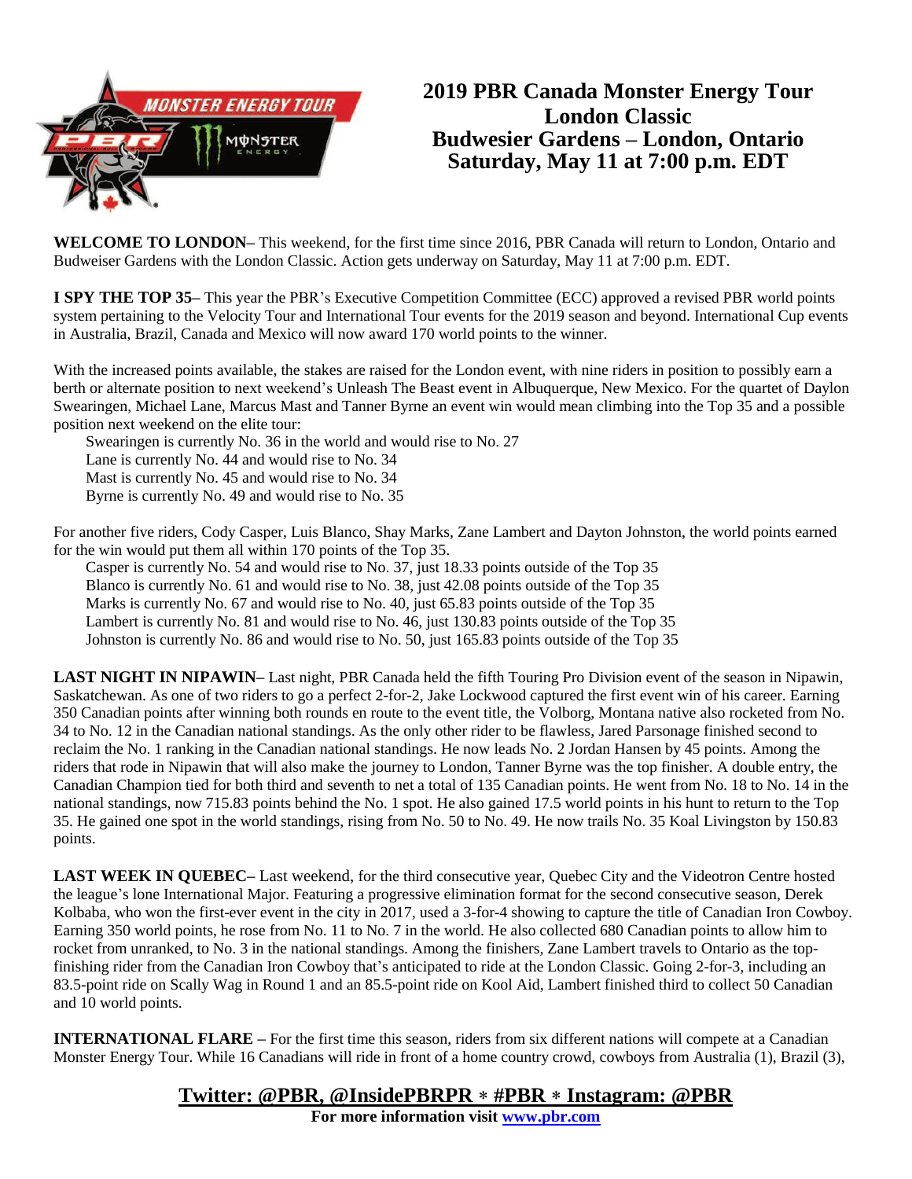# 2019 PBR Canada Monster Energy Tour
## London Classic
## Budwesier Gardens – London, Ontario
## Saturday, May 11 at 7:00 p.m. EDT

**WELCOME TO LONDON–** This weekend, for the first time since 2016, PBR Canada will return to London, Ontario and Budweiser Gardens with the London Classic. Action gets underway on Saturday, May 11 at 7:00 p.m. EDT.

**I SPY THE TOP 35–** This year the PBR's Executive Competition Committee (ECC) approved a revised PBR world points system pertaining to the Velocity Tour and International Tour events for the 2019 season and beyond. International Cup events in Australia, Brazil, Canada and Mexico will now award 170 world points to the winner.

With the increased points available, the stakes are raised for the London event, with nine riders in position to possibly earn a berth or alternate position to next weekend's Unleash The Beast event in Albuquerque, New Mexico. For the quartet of Daylon Swearingen, Michael Lane, Marcus Mast and Tanner Byrne an event win would mean climbing into the Top 35 and a possible position next weekend on the elite tour:

Swearingen is currently No. 36 in the world and would rise to No. 27
Lane is currently No. 44 and would rise to No. 34
Mast is currently No. 45 and would rise to No. 34
Byrne is currently No. 49 and would rise to No. 35

For another five riders, Cody Casper, Luis Blanco, Shay Marks, Zane Lambert and Dayton Johnston, the world points earned for the win would put them all within 170 points of the Top 35.

Casper is currently No. 54 and would rise to No. 37, just 18.33 points outside of the Top 35
Blanco is currently No. 61 and would rise to No. 38, just 42.08 points outside of the Top 35
Marks is currently No. 67 and would rise to No. 40, just 65.83 points outside of the Top 35
Lambert is currently No. 81 and would rise to No. 46, just 130.83 points outside of the Top 35
Johnston is currently No. 86 and would rise to No. 50, just 165.83 points outside of the Top 35

**LAST NIGHT IN NIPAWIN–** Last night, PBR Canada held the fifth Touring Pro Division event of the season in Nipawin, Saskatchewan. As one of two riders to go a perfect 2-for-2, Jake Lockwood captured the first event win of his career. Earning 350 Canadian points after winning both rounds en route to the event title, the Volborg, Montana native also rocketed from No. 34 to No. 12 in the Canadian national standings. As the only other rider to be flawless, Jared Parsonage finished second to reclaim the No. 1 ranking in the Canadian national standings. He now leads No. 2 Jordan Hansen by 45 points. Among the riders that rode in Nipawin that will also make the journey to London, Tanner Byrne was the top finisher. A double entry, the Canadian Champion tied for both third and seventh to net a total of 135 Canadian points. He went from No. 18 to No. 14 in the national standings, now 715.83 points behind the No. 1 spot. He also gained 17.5 world points in his hunt to return to the Top 35. He gained one spot in the world standings, rising from No. 50 to No. 49. He now trails No. 35 Koal Livingston by 150.83 points.

**LAST WEEK IN QUEBEC–** Last weekend, for the third consecutive year, Quebec City and the Videotron Centre hosted the league's lone International Major. Featuring a progressive elimination format for the second consecutive season, Derek Kolbaba, who won the first-ever event in the city in 2017, used a 3-for-4 showing to capture the title of Canadian Iron Cowboy. Earning 350 world points, he rose from No. 11 to No. 7 in the world. He also collected 680 Canadian points to allow him to rocket from unranked, to No. 3 in the national standings. Among the finishers, Zane Lambert travels to Ontario as the top-finishing rider from the Canadian Iron Cowboy that's anticipated to ride at the London Classic. Going 2-for-3, including an 83.5-point ride on Scally Wag in Round 1 and an 85.5-point ride on Kool Aid, Lambert finished third to collect 50 Canadian and 10 world points.

**INTERNATIONAL FLARE –** For the first time this season, riders from six different nations will compete at a Canadian Monster Energy Tour. While 16 Canadians will ride in front of a home country crowd, cowboys from Australia (1), Brazil (3),

**Twitter: @PBR, @InsidePBRPR ∗ #PBR ∗ Instagram: @PBR**
**For more information visit www.pbr.com**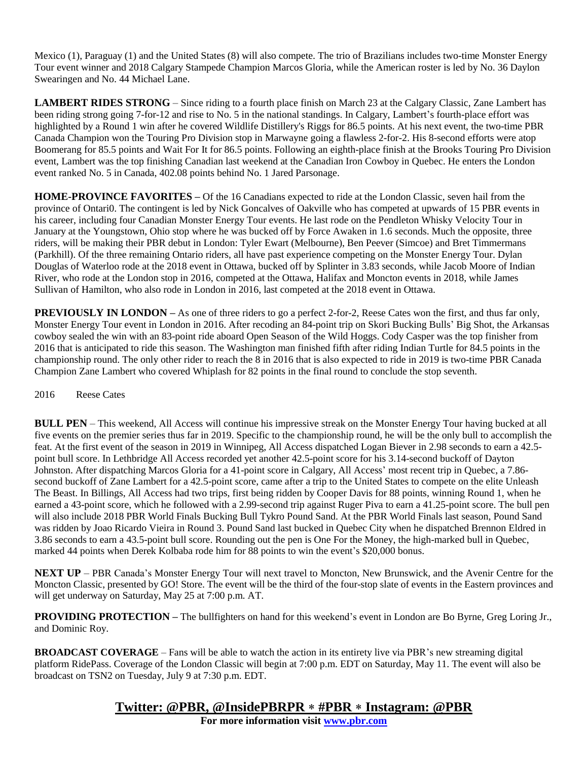Mexico (1), Paraguay (1) and the United States (8) will also compete. The trio of Brazilians includes two-time Monster Energy Tour event winner and 2018 Calgary Stampede Champion Marcos Gloria, while the American roster is led by No. 36 Daylon Swearingen and No. 44 Michael Lane.

**LAMBERT RIDES STRONG** – Since riding to a fourth place finish on March 23 at the Calgary Classic, Zane Lambert has been riding strong going 7-for-12 and rise to No. 5 in the national standings. In Calgary, Lambert's fourth-place effort was highlighted by a Round 1 win after he covered Wildlife Distillery's Riggs for 86.5 points. At his next event, the two-time PBR Canada Champion won the Touring Pro Division stop in Marwayne going a flawless 2-for-2. His 8-second efforts were atop Boomerang for 85.5 points and Wait For It for 86.5 points. Following an eighth-place finish at the Brooks Touring Pro Division event, Lambert was the top finishing Canadian last weekend at the Canadian Iron Cowboy in Quebec. He enters the London event ranked No. 5 in Canada, 402.08 points behind No. 1 Jared Parsonage.

**HOME-PROVINCE FAVORITES –** Of the 16 Canadians expected to ride at the London Classic, seven hail from the province of Ontari0. The contingent is led by Nick Goncalves of Oakville who has competed at upwards of 15 PBR events in his career, including four Canadian Monster Energy Tour events. He last rode on the Pendleton Whisky Velocity Tour in January at the Youngstown, Ohio stop where he was bucked off by Force Awaken in 1.6 seconds. Much the opposite, three riders, will be making their PBR debut in London: Tyler Ewart (Melbourne), Ben Peever (Simcoe) and Bret Timmermans (Parkhill). Of the three remaining Ontario riders, all have past experience competing on the Monster Energy Tour. Dylan Douglas of Waterloo rode at the 2018 event in Ottawa, bucked off by Splinter in 3.83 seconds, while Jacob Moore of Indian River, who rode at the London stop in 2016, competed at the Ottawa, Halifax and Moncton events in 2018, while James Sullivan of Hamilton, who also rode in London in 2016, last competed at the 2018 event in Ottawa.

**PREVIOUSLY IN LONDON –** As one of three riders to go a perfect 2-for-2, Reese Cates won the first, and thus far only, Monster Energy Tour event in London in 2016. After recoding an 84-point trip on Skori Bucking Bulls' Big Shot, the Arkansas cowboy sealed the win with an 83-point ride aboard Open Season of the Wild Hoggs. Cody Casper was the top finisher from 2016 that is anticipated to ride this season. The Washington man finished fifth after riding Indian Turtle for 84.5 points in the championship round. The only other rider to reach the 8 in 2016 that is also expected to ride in 2019 is two-time PBR Canada Champion Zane Lambert who covered Whiplash for 82 points in the final round to conclude the stop seventh.

2016 Reese Cates

**BULL PEN** – This weekend, All Access will continue his impressive streak on the Monster Energy Tour having bucked at all five events on the premier series thus far in 2019. Specific to the championship round, he will be the only bull to accomplish the feat. At the first event of the season in 2019 in Winnipeg, All Access dispatched Logan Biever in 2.98 seconds to earn a 42.5-point bull score. In Lethbridge All Access recorded yet another 42.5-point score for his 3.14-second buckoff of Dayton Johnston. After dispatching Marcos Gloria for a 41-point score in Calgary, All Access' most recent trip in Quebec, a 7.86-second buckoff of Zane Lambert for a 42.5-point score, came after a trip to the United States to compete on the elite Unleash The Beast. In Billings, All Access had two trips, first being ridden by Cooper Davis for 88 points, winning Round 1, when he earned a 43-point score, which he followed with a 2.99-second trip against Ruger Piva to earn a 41.25-point score. The bull pen will also include 2018 PBR World Finals Bucking Bull Tykro Pound Sand. At the PBR World Finals last season, Pound Sand was ridden by Joao Ricardo Vieira in Round 3. Pound Sand last bucked in Quebec City when he dispatched Brennon Eldred in 3.86 seconds to earn a 43.5-point bull score. Rounding out the pen is One For the Money, the high-marked bull in Quebec, marked 44 points when Derek Kolbaba rode him for 88 points to win the event's $20,000 bonus.

**NEXT UP** – PBR Canada's Monster Energy Tour will next travel to Moncton, New Brunswick, and the Avenir Centre for the Moncton Classic, presented by GO! Store. The event will be the third of the four-stop slate of events in the Eastern provinces and will get underway on Saturday, May 25 at 7:00 p.m. AT.

**PROVIDING PROTECTION –** The bullfighters on hand for this weekend's event in London are Bo Byrne, Greg Loring Jr., and Dominic Roy.

**BROADCAST COVERAGE** – Fans will be able to watch the action in its entirety live via PBR's new streaming digital platform RidePass. Coverage of the London Classic will begin at 7:00 p.m. EDT on Saturday, May 11. The event will also be broadcast on TSN2 on Tuesday, July 9 at 7:30 p.m. EDT.

**Twitter: @PBR, @InsidePBRPR * #PBR * Instagram: @PBR**

**For more information visit [www.pbr.com](http://www.pbr.com)**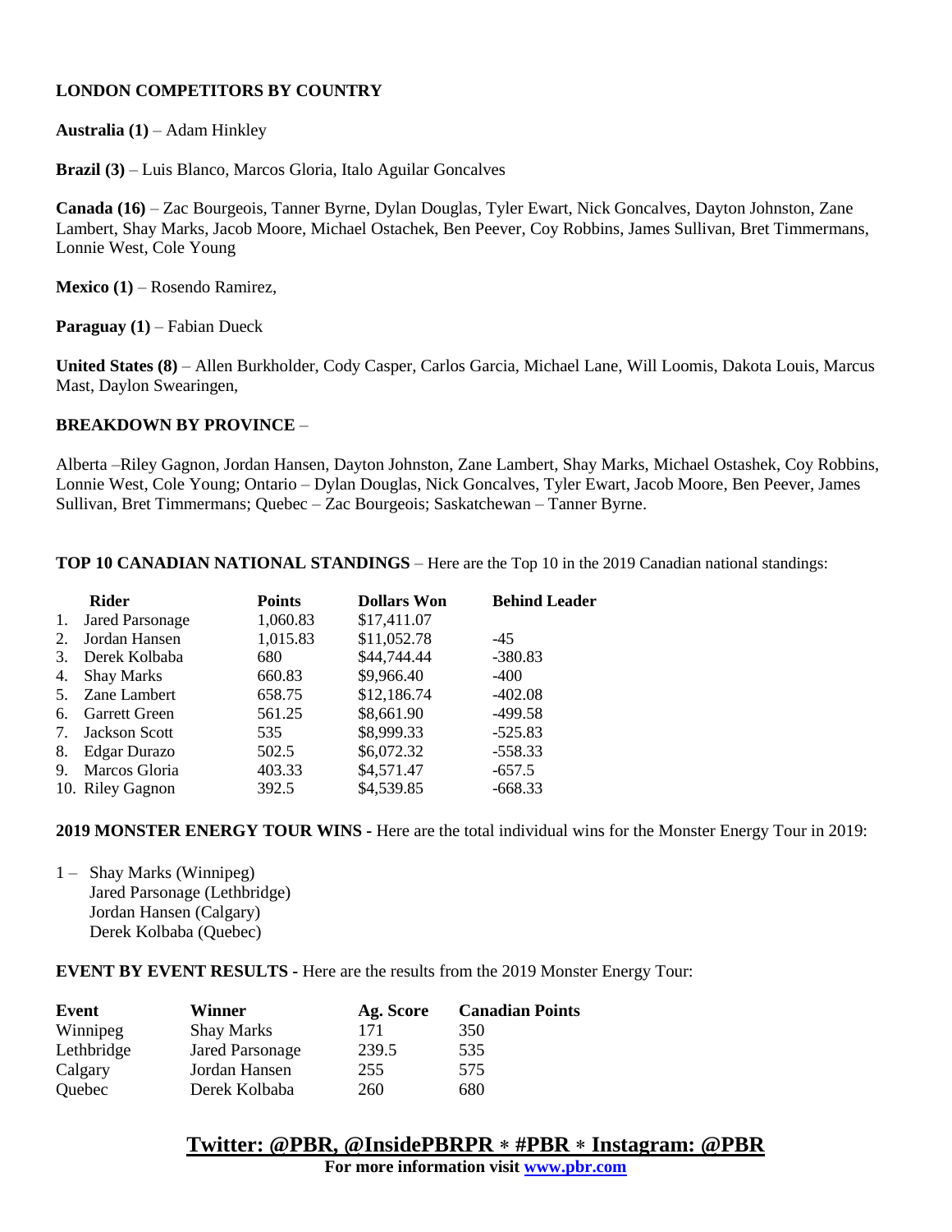**LONDON COMPETITORS BY COUNTRY**

**Australia (1)** – Adam Hinkley

**Brazil (3)** – Luis Blanco, Marcos Gloria, Italo Aguilar Goncalves

**Canada (16)** – Zac Bourgeois, Tanner Byrne, Dylan Douglas, Tyler Ewart, Nick Goncalves, Dayton Johnston, Zane Lambert, Shay Marks, Jacob Moore, Michael Ostachek, Ben Peever, Coy Robbins, James Sullivan, Bret Timmermans, Lonnie West, Cole Young

**Mexico (1)** – Rosendo Ramirez,

**Paraguay (1)** – Fabian Dueck

**United States (8)** – Allen Burkholder, Cody Casper, Carlos Garcia, Michael Lane, Will Loomis, Dakota Louis, Marcus Mast, Daylon Swearingen,

**BREAKDOWN BY PROVINCE** –

Alberta –Riley Gagnon, Jordan Hansen, Dayton Johnston, Zane Lambert, Shay Marks, Michael Ostashek, Coy Robbins, Lonnie West, Cole Young; Ontario – Dylan Douglas, Nick Goncalves, Tyler Ewart, Jacob Moore, Ben Peever, James Sullivan, Bret Timmermans; Quebec – Zac Bourgeois; Saskatchewan – Tanner Byrne.

**TOP 10 CANADIAN NATIONAL STANDINGS** – Here are the Top 10 in the 2019 Canadian national standings:

| | Rider | Points | Dollars Won | Behind Leader |
|---|---|---|---|---|
| 1. | Jared Parsonage | 1,060.83 | $17,411.07 | |
| 2. | Jordan Hansen | 1,015.83 | $11,052.78 | -45 |
| 3. | Derek Kolbaba | 680 | $44,744.44 | -380.83 |
| 4. | Shay Marks | 660.83 | $9,966.40 | -400 |
| 5. | Zane Lambert | 658.75 | $12,186.74 | -402.08 |
| 6. | Garrett Green | 561.25 | $8,661.90 | -499.58 |
| 7. | Jackson Scott | 535 | $8,999.33 | -525.83 |
| 8. | Edgar Durazo | 502.5 | $6,072.32 | -558.33 |
| 9. | Marcos Gloria | 403.33 | $4,571.47 | -657.5 |
| 10. | Riley Gagnon | 392.5 | $4,539.85 | -668.33 |

**2019 MONSTER ENERGY TOUR WINS -** Here are the total individual wins for the Monster Energy Tour in 2019:

1 – Shay Marks (Winnipeg)
Jared Parsonage (Lethbridge)
Jordan Hansen (Calgary)
Derek Kolbaba (Quebec)

**EVENT BY EVENT RESULTS -** Here are the results from the 2019 Monster Energy Tour:

| Event | Winner | Ag. Score | Canadian Points |
|---|---|---|---|
| Winnipeg | Shay Marks | 171 | 350 |
| Lethbridge | Jared Parsonage | 239.5 | 535 |
| Calgary | Jordan Hansen | 255 | 575 |
| Quebec | Derek Kolbaba | 260 | 680 |

**Twitter: @PBR, @InsidePBRPR * #PBR * Instagram: @PBR**

**For more information visit www.pbr.com**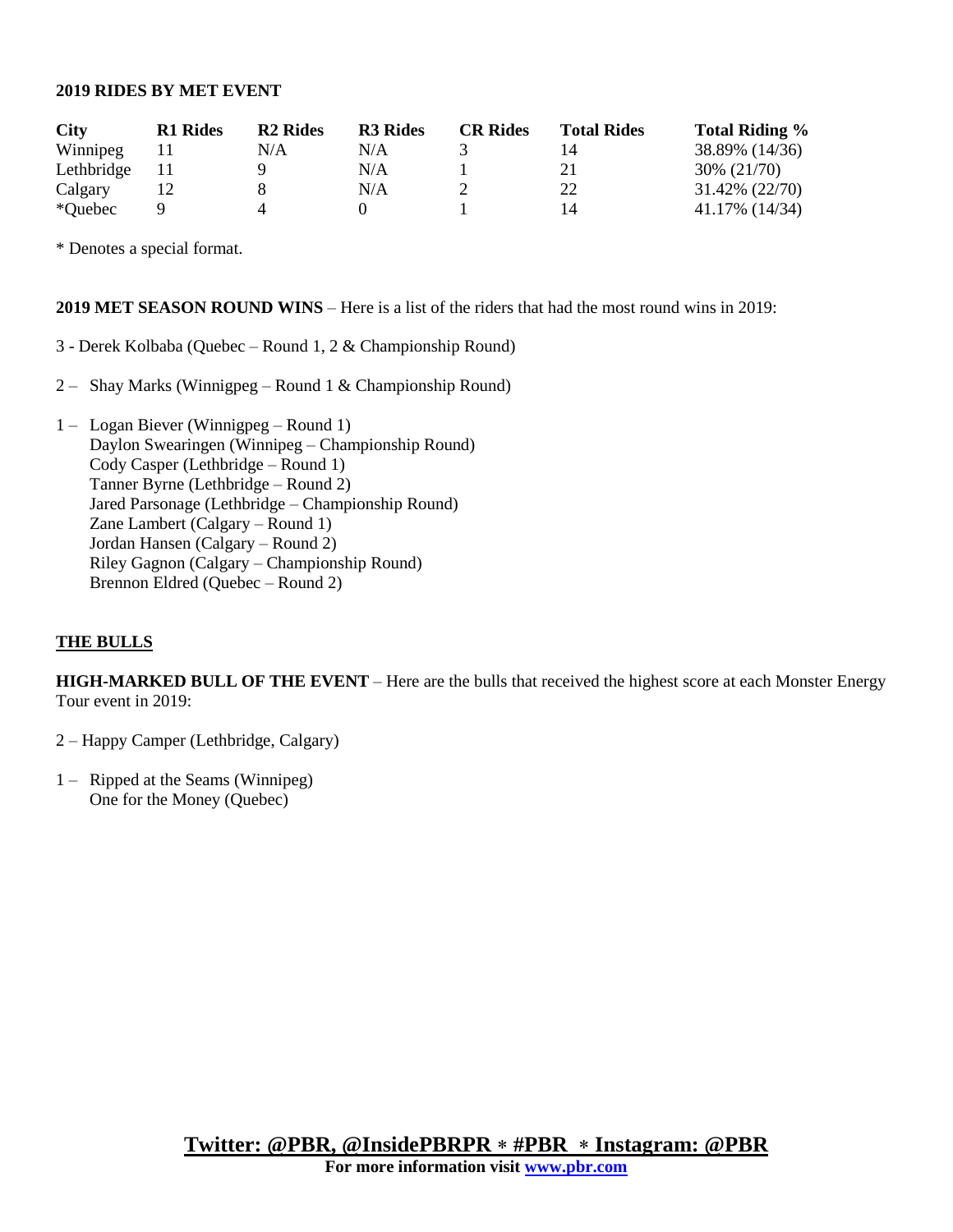**2019 RIDES BY MET EVENT**

| City | R1 Rides | R2 Rides | R3 Rides | CR Rides | Total Rides | Total Riding % |
|---|---|---|---|---|---|---|
| Winnipeg | 11 | N/A | N/A | 3 | 14 | 38.89% (14/36) |
| Lethbridge | 11 | 9 | N/A | 1 | 21 | 30% (21/70) |
| Calgary | 12 | 8 | N/A | 2 | 22 | 31.42% (22/70) |
| *Quebec | 9 | 4 | 0 | 1 | 14 | 41.17% (14/34) |

* Denotes a special format.

**2019 MET SEASON ROUND WINS** – Here is a list of the riders that had the most round wins in 2019:

3 - Derek Kolbaba (Quebec – Round 1, 2 & Championship Round)

2 – Shay Marks (Winnigpeg – Round 1 & Championship Round)

1 – Logan Biever (Winnigpeg – Round 1)
Daylon Swearingen (Winnipeg – Championship Round)
Cody Casper (Lethbridge – Round 1)
Tanner Byrne (Lethbridge – Round 2)
Jared Parsonage (Lethbridge – Championship Round)
Zane Lambert (Calgary – Round 1)
Jordan Hansen (Calgary – Round 2)
Riley Gagnon (Calgary – Championship Round)
Brennon Eldred (Quebec – Round 2)

## THE BULLS

**HIGH-MARKED BULL OF THE EVENT** – Here are the bulls that received the highest score at each Monster Energy Tour event in 2019:

2 – Happy Camper (Lethbridge, Calgary)

1 – Ripped at the Seams (Winnipeg)
One for the Money (Quebec)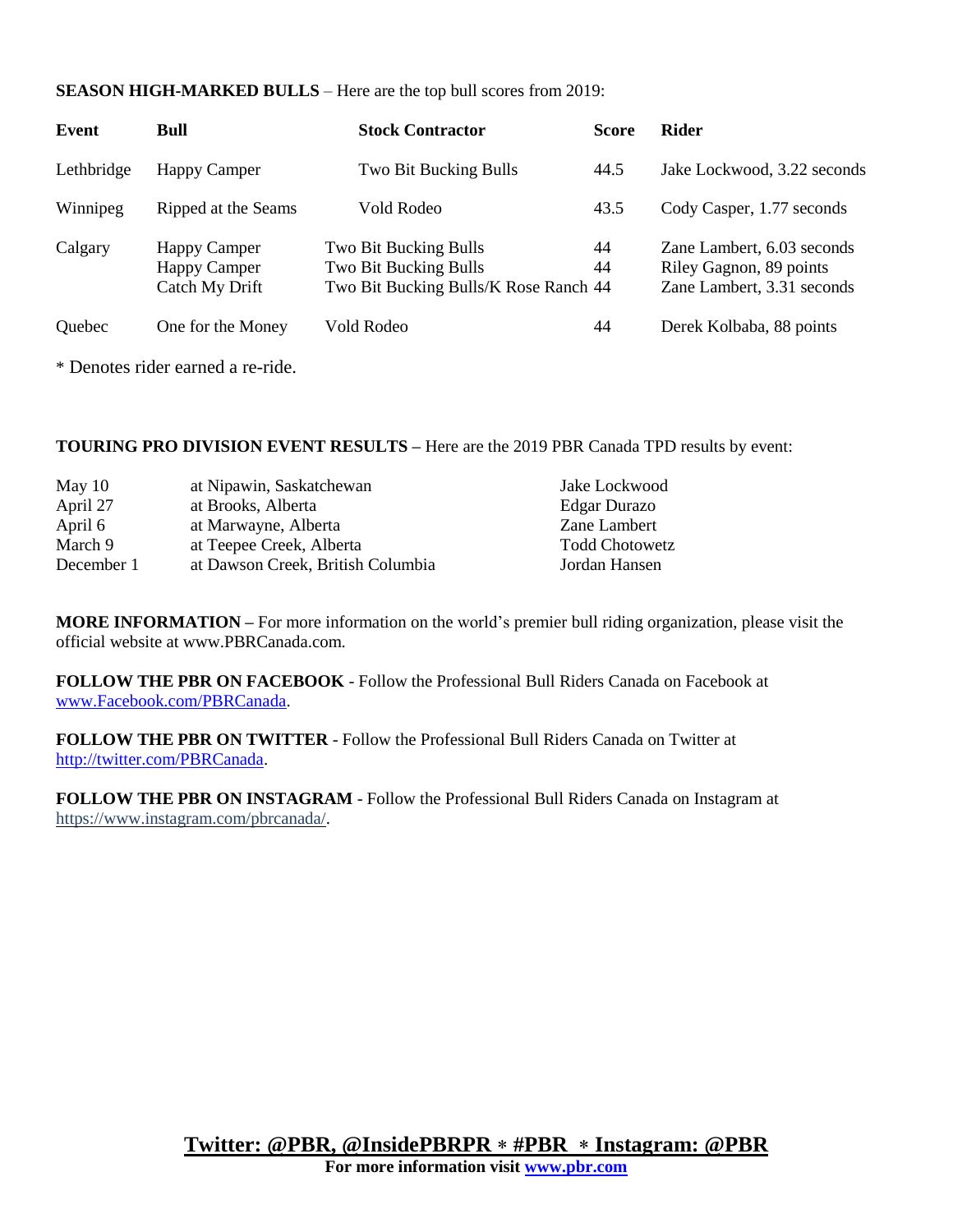**SEASON HIGH-MARKED BULLS** – Here are the top bull scores from 2019:

| Event | Bull | Stock Contractor | Score | Rider |
|---|---|---|---|---|
| Lethbridge | Happy Camper | Two Bit Bucking Bulls | 44.5 | Jake Lockwood, 3.22 seconds |
| Winnipeg | Ripped at the Seams | Vold Rodeo | 43.5 | Cody Casper, 1.77 seconds |
| Calgary | Happy Camper | Two Bit Bucking Bulls | 44 | Zane Lambert, 6.03 seconds |
| | Happy Camper | Two Bit Bucking Bulls | 44 | Riley Gagnon, 89 points |
| | Catch My Drift | Two Bit Bucking Bulls/K Rose Ranch | 44 | Zane Lambert, 3.31 seconds |
| Quebec | One for the Money | Vold Rodeo | 44 | Derek Kolbaba, 88 points |

* Denotes rider earned a re-ride.

**TOURING PRO DIVISION EVENT RESULTS –** Here are the 2019 PBR Canada TPD results by event:

| | | |
|---|---|---|
| May 10 | at Nipawin, Saskatchewan | Jake Lockwood |
| April 27 | at Brooks, Alberta | Edgar Durazo |
| April 6 | at Marwayne, Alberta | Zane Lambert |
| March 9 | at Teepee Creek, Alberta | Todd Chotowetz |
| December 1 | at Dawson Creek, British Columbia | Jordan Hansen |

**MORE INFORMATION –** For more information on the world's premier bull riding organization, please visit the official website at www.PBRCanada.com.

**FOLLOW THE PBR ON FACEBOOK** - Follow the Professional Bull Riders Canada on Facebook at www.Facebook.com/PBRCanada.

**FOLLOW THE PBR ON TWITTER** - Follow the Professional Bull Riders Canada on Twitter at http://twitter.com/PBRCanada.

**FOLLOW THE PBR ON INSTAGRAM** - Follow the Professional Bull Riders Canada on Instagram at https://www.instagram.com/pbrcanada/.

**Twitter: @PBR, @InsidePBRPR * #PBR * Instagram: @PBR**

**For more information visit www.pbr.com**